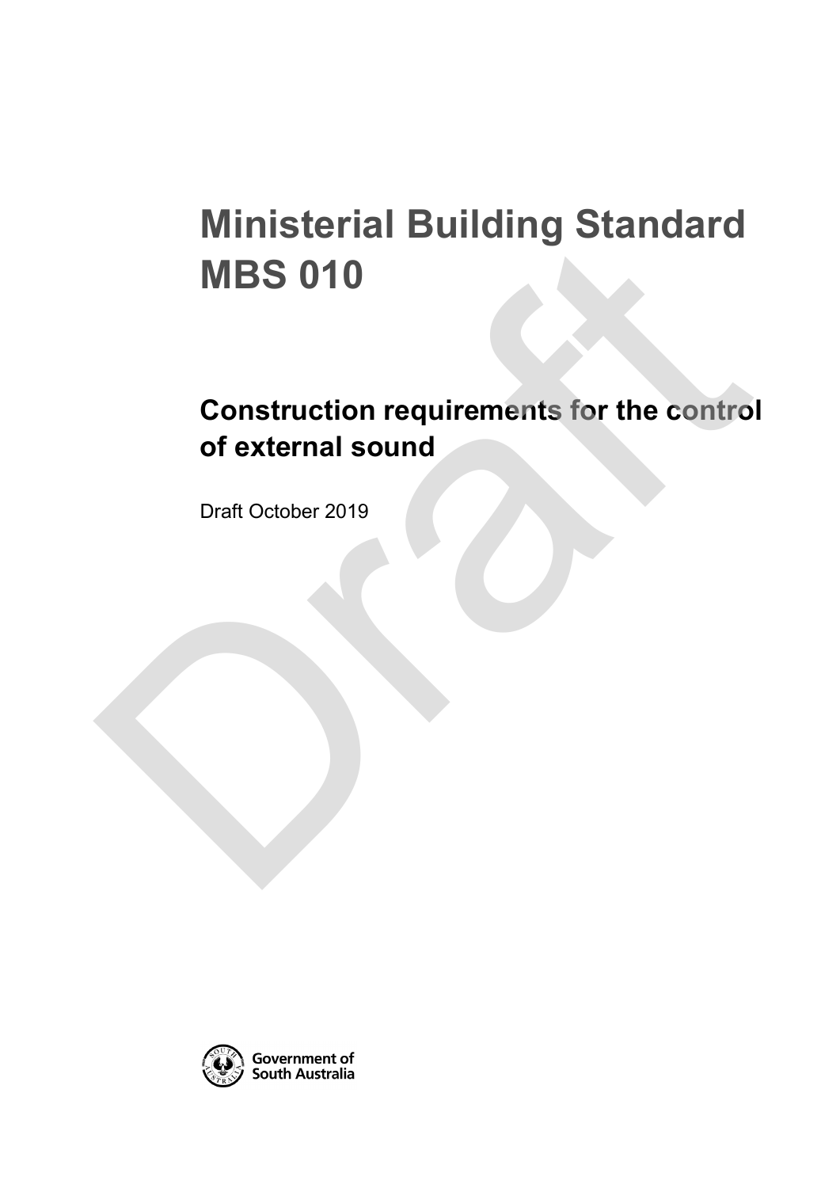# Ministerial Building Standard MBS 010

## Construction requirements for the control of external sound

Draft October 2019

Government of South Australia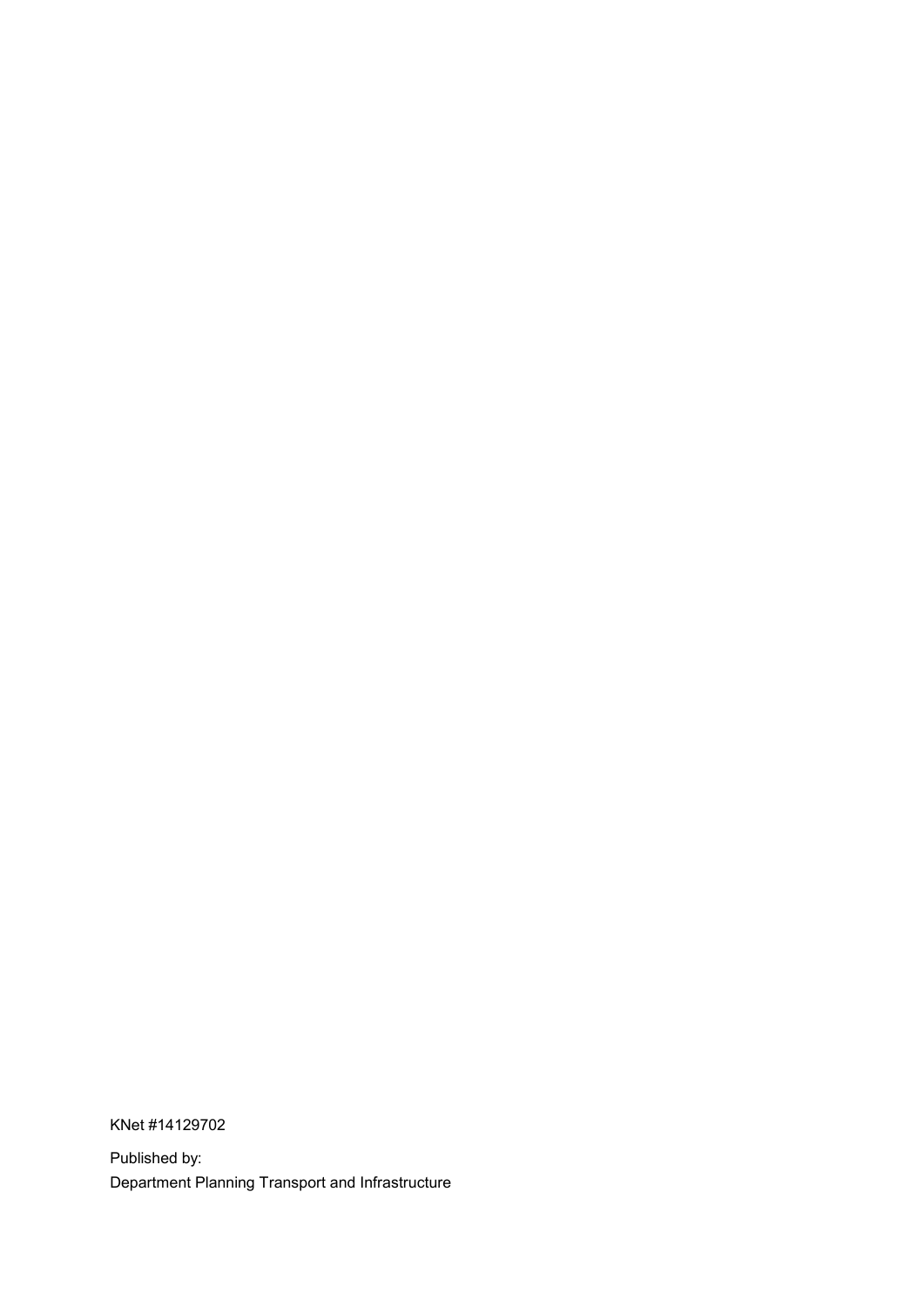KNet #14129702

Published by:
Department Planning Transport and Infrastructure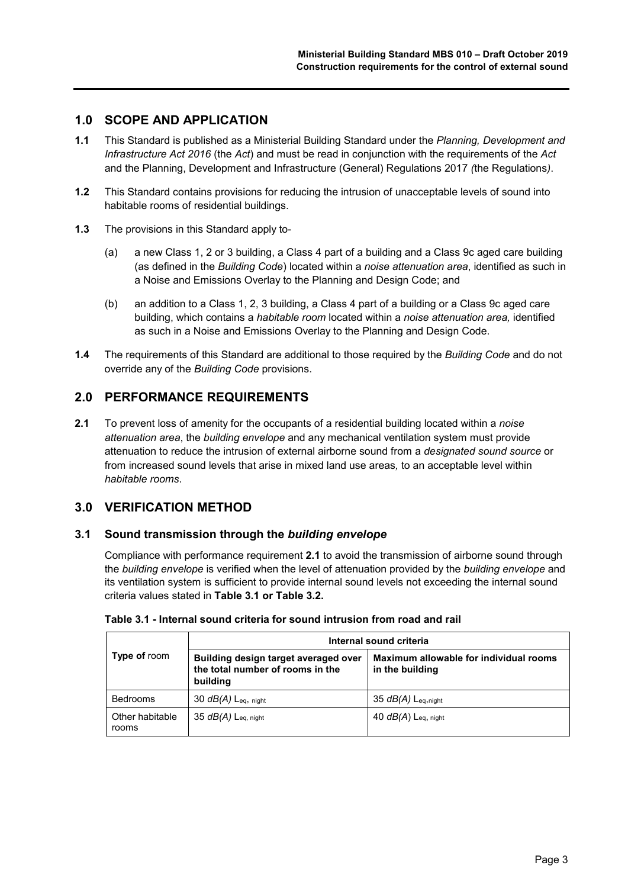## 1.0 SCOPE AND APPLICATION

**1.1** This Standard is published as a Ministerial Building Standard under the *Planning, Development and Infrastructure Act 2016* (the *Act*) and must be read in conjunction with the requirements of the *Act* and the Planning, Development and Infrastructure (General) Regulations 2017 *(*the Regulations*)*.

**1.2** This Standard contains provisions for reducing the intrusion of unacceptable levels of sound into habitable rooms of residential buildings.

**1.3** The provisions in this Standard apply to-

(a) a new Class 1, 2 or 3 building, a Class 4 part of a building and a Class 9c aged care building (as defined in the *Building Code*) located within a *noise attenuation area*, identified as such in a Noise and Emissions Overlay to the Planning and Design Code; and

(b) an addition to a Class 1, 2, 3 building, a Class 4 part of a building or a Class 9c aged care building, which contains a *habitable room* located within a *noise attenuation area,* identified as such in a Noise and Emissions Overlay to the Planning and Design Code.

**1.4** The requirements of this Standard are additional to those required by the *Building Code* and do not override any of the *Building Code* provisions.

## 2.0 PERFORMANCE REQUIREMENTS

**2.1** To prevent loss of amenity for the occupants of a residential building located within a *noise attenuation area*, the *building envelope* and any mechanical ventilation system must provide attenuation to reduce the intrusion of external airborne sound from a *designated sound source* or from increased sound levels that arise in mixed land use areas*,* to an acceptable level within *habitable rooms*.

## 3.0 VERIFICATION METHOD

### 3.1 Sound transmission through the *building envelope*

Compliance with performance requirement **2.1** to avoid the transmission of airborne sound through the *building envelope* is verified when the level of attenuation provided by the *building envelope* and its ventilation system is sufficient to provide internal sound levels not exceeding the internal sound criteria values stated in **Table 3.1 or Table 3.2.**

**Table 3.1 - Internal sound criteria for sound intrusion from road and rail**

| **Type of** room | **Internal sound criteria** | |
|---|---|---|
| | **Building design target averaged over the total number of rooms in the building** | **Maximum allowable for individual rooms in the building** |
| Bedrooms | 30 *dB(A)* $L_{eq,\ night}$ | 35 *dB(A)* $L_{eq,night}$ |
| Other habitable rooms | 35 *dB(A)* $L_{eq,\ night}$ | 40 *dB(A)* $L_{eq,\ night}$ |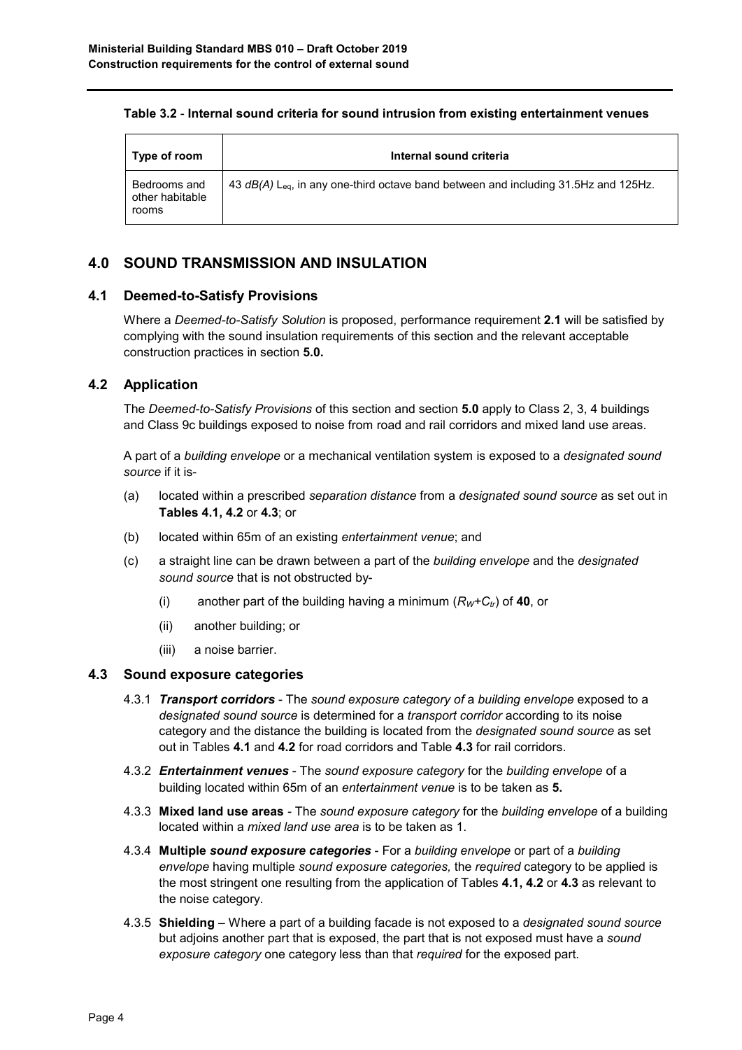**Table 3.2** - **Internal sound criteria for sound intrusion from existing entertainment venues**

| Type of room | Internal sound criteria |
| --- | --- |
| Bedrooms and other habitable rooms | 43 *dB(A)* $L_{eq}$, in any one-third octave band between and including 31.5Hz and 125Hz. |

## 4.0 SOUND TRANSMISSION AND INSULATION

### 4.1 Deemed-to-Satisfy Provisions

Where a *Deemed-to-Satisfy Solution* is proposed, performance requirement **2.1** will be satisfied by complying with the sound insulation requirements of this section and the relevant acceptable construction practices in section **5.0.**

### 4.2 Application

The *Deemed-to-Satisfy Provisions* of this section and section **5.0** apply to Class 2, 3, 4 buildings and Class 9c buildings exposed to noise from road and rail corridors and mixed land use areas.

A part of a *building envelope* or a mechanical ventilation system is exposed to a *designated sound source* if it is-

(a) located within a prescribed *separation distance* from a *designated sound source* as set out in **Tables 4.1, 4.2** or **4.3**; or

(b) located within 65m of an existing *entertainment venue*; and

(c) a straight line can be drawn between a part of the *building envelope* and the *designated sound source* that is not obstructed by-

- (i) another part of the building having a minimum ($R_W$+$C_{tr}$) of **40**, or
- (ii) another building; or
- (iii) a noise barrier.

### 4.3 Sound exposure categories

4.3.1 ***Transport corridors*** - The *sound exposure category of* a *building envelope* exposed to a *designated sound source* is determined for a *transport corridor* according to its noise category and the distance the building is located from the *designated sound source* as set out in Tables **4.1** and **4.2** for road corridors and Table **4.3** for rail corridors.

4.3.2 ***Entertainment venues*** - The *sound exposure category* for the *building envelope* of a building located within 65m of an *entertainment venue* is to be taken as **5.**

4.3.3 **Mixed land use areas** - The *sound exposure category* for the *building envelope* of a building located within a *mixed land use area* is to be taken as 1.

4.3.4 **Multiple *sound exposure categories*** - For a *building envelope* or part of a *building envelope* having multiple *sound exposure categories,* the *required* category to be applied is the most stringent one resulting from the application of Tables **4.1, 4.2** or **4.3** as relevant to the noise category.

4.3.5 **Shielding** – Where a part of a building facade is not exposed to a *designated sound source* but adjoins another part that is exposed, the part that is not exposed must have a *sound exposure category* one category less than that *required* for the exposed part.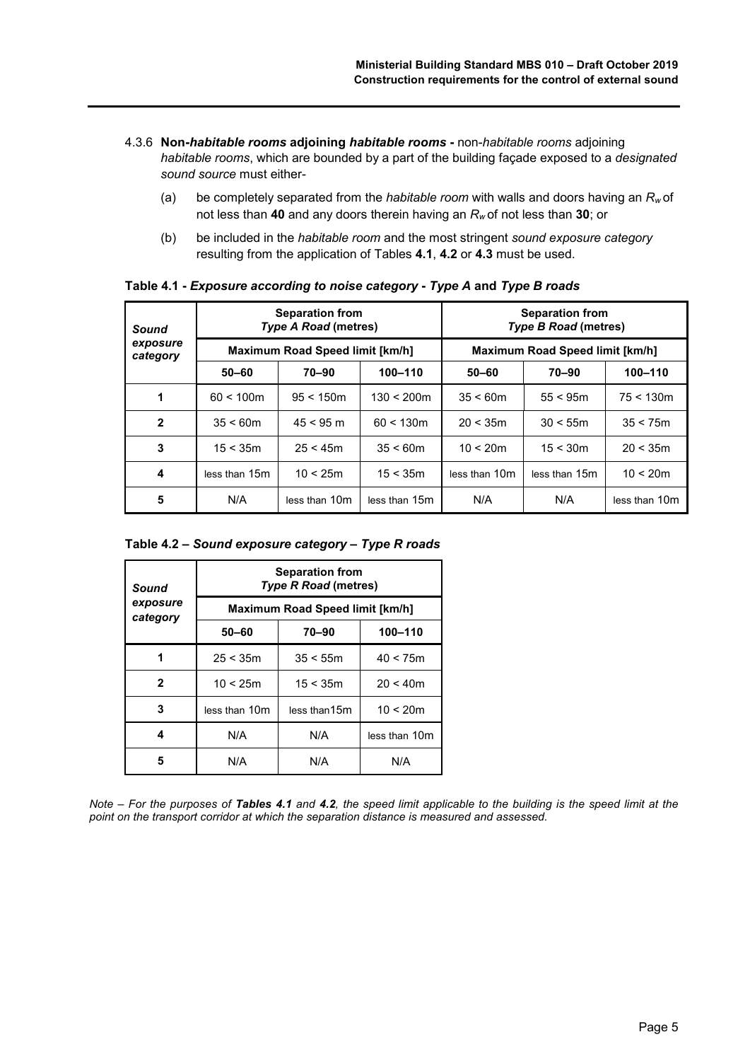4.3.6 **Non-*habitable rooms* adjoining *habitable rooms* -** non-*habitable rooms* adjoining *habitable rooms*, which are bounded by a part of the building façade exposed to a *designated sound source* must either-

(a) be completely separated from the *habitable room* with walls and doors having an $R_w$ of not less than **40** and any doors therein having an $R_w$ of not less than **30**; or

(b) be included in the *habitable room* and the most stringent *sound exposure category* resulting from the application of Tables **4.1**, **4.2** or **4.3** must be used.

**Table 4.1 - *Exposure according to noise category* - *Type A* and *Type B roads***

| *Sound exposure category* | **Separation from *Type A Road* (metres)** | | | **Separation from *Type B Road* (metres)** | | |
|---|---|---|---|---|---|---|
| | **Maximum Road Speed limit [km/h]** | | | **Maximum Road Speed limit [km/h]** | | |
| | **50–60** | **70–90** | **100–110** | **50–60** | **70–90** | **100–110** |
| **1** | 60 < 100m | 95 < 150m | 130 < 200m | 35 < 60m | 55 < 95m | 75 < 130m |
| **2** | 35 < 60m | 45 < 95 m | 60 < 130m | 20 < 35m | 30 < 55m | 35 < 75m |
| **3** | 15 < 35m | 25 < 45m | 35 < 60m | 10 < 20m | 15 < 30m | 20 < 35m |
| **4** | less than 15m | 10 < 25m | 15 < 35m | less than 10m | less than 15m | 10 < 20m |
| **5** | N/A | less than 10m | less than 15m | N/A | N/A | less than 10m |

**Table 4.2 – *Sound exposure category – Type R roads***

| *Sound exposure category* | **Separation from *Type R Road* (metres)** | | |
|---|---|---|---|
| | **Maximum Road Speed limit [km/h]** | | |
| | **50–60** | **70–90** | **100–110** |
| **1** | 25 < 35m | 35 < 55m | 40 < 75m |
| **2** | 10 < 25m | 15 < 35m | 20 < 40m |
| **3** | less than 10m | less than15m | 10 < 20m |
| **4** | N/A | N/A | less than 10m |
| **5** | N/A | N/A | N/A |

*Note – For the purposes of **Tables 4.1** and **4.2**, the speed limit applicable to the building is the speed limit at the point on the transport corridor at which the separation distance is measured and assessed.*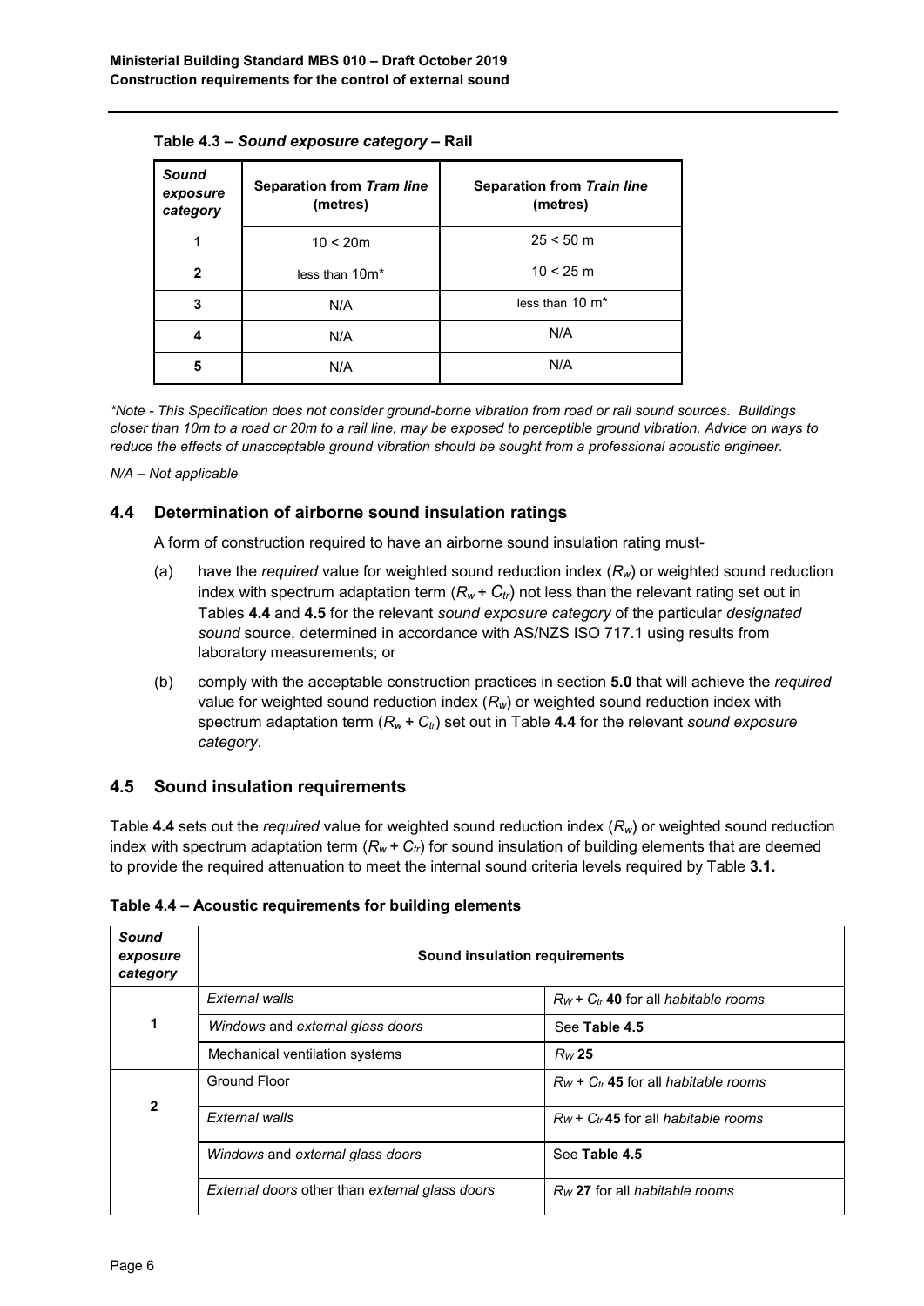**Table 4.3 –** ***Sound exposure category*** **– Rail**

| *Sound exposure category* | Separation from *Tram line* (metres) | Separation from *Train line* (metres) |
|---|---|---|
| **1** | 10 < 20m | 25 < 50 m |
| **2** | less than 10m* | 10 < 25 m |
| **3** | N/A | less than 10 m* |
| **4** | N/A | N/A |
| **5** | N/A | N/A |

*\*Note - This Specification does not consider ground-borne vibration from road or rail sound sources. Buildings closer than 10m to a road or 20m to a rail line, may be exposed to perceptible ground vibration. Advice on ways to reduce the effects of unacceptable ground vibration should be sought from a professional acoustic engineer.*

*N/A – Not applicable*

## 4.4 Determination of airborne sound insulation ratings

A form of construction required to have an airborne sound insulation rating must-

(a) have the *required* value for weighted sound reduction index ($R_w$) or weighted sound reduction index with spectrum adaptation term ($R_w + C_{tr}$) not less than the relevant rating set out in Tables **4.4** and **4.5** for the relevant *sound exposure category* of the particular *designated sound* source, determined in accordance with AS/NZS ISO 717.1 using results from laboratory measurements; or

(b) comply with the acceptable construction practices in section **5.0** that will achieve the *required* value for weighted sound reduction index ($R_w$) or weighted sound reduction index with spectrum adaptation term ($R_w + C_{tr}$) set out in Table **4.4** for the relevant *sound exposure category*.

## 4.5 Sound insulation requirements

Table **4.4** sets out the *required* value for weighted sound reduction index ($R_w$) or weighted sound reduction index with spectrum adaptation term ($R_w + C_{tr}$) for sound insulation of building elements that are deemed to provide the required attenuation to meet the internal sound criteria levels required by Table **3.1.**

**Table 4.4 – Acoustic requirements for building elements**

| *Sound exposure category* | Sound insulation requirements | |
|---|---|---|
| **1** | *External walls* | $R_W + C_{tr}$ **40** for all *habitable rooms* |
| | *Windows* and *external glass doors* | See **Table 4.5** |
| | Mechanical ventilation systems | $R_W$ **25** |
| **2** | Ground Floor | $R_W + C_{tr}$ **45** for all *habitable rooms* |
| | *External walls* | $R_W + C_{tr}$ **45** for all *habitable rooms* |
| | *Windows* and *external glass doors* | See **Table 4.5** |
| | *External doors* other than *external glass doors* | $R_W$ **27** for all *habitable rooms* |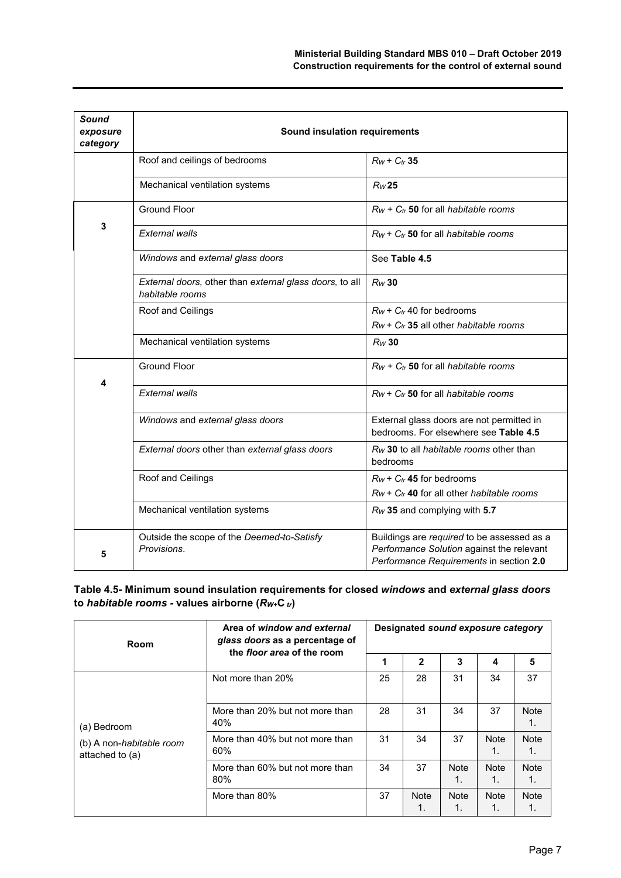| *Sound exposure category* | **Sound insulation requirements** | |
|---|---|---|
| | Roof and ceilings of bedrooms | $R_W + C_{tr}$ **35** |
| | Mechanical ventilation systems | $R_W$ **25** |
| **3** | Ground Floor | $R_W + C_{tr}$ **50** for all *habitable rooms* |
| | *External walls* | $R_W + C_{tr}$ **50** for all *habitable rooms* |
| | *Windows* and *external glass doors* | See **Table 4.5** |
| | *External doors,* other than *external glass doors,* to all *habitable rooms* | $R_W$ **30** |
| | Roof and Ceilings | $R_W + C_{tr}$ 40 for bedrooms<br>$R_W + C_{tr}$ **35** all other *habitable rooms* |
| | Mechanical ventilation systems | $R_W$ **30** |
| **4** | Ground Floor | $R_W + C_{tr}$ **50** for all *habitable rooms* |
| | *External walls* | $R_W + C_{tr}$ **50** for all *habitable rooms* |
| | *Windows* and *external glass doors* | External glass doors are not permitted in bedrooms. For elsewhere see **Table 4.5** |
| | *External doors* other than *external glass doors* | $R_W$ **30** to all *habitable rooms* other than bedrooms |
| | Roof and Ceilings | $R_W + C_{tr}$ **45** for bedrooms<br>$R_W + C_{tr}$ **40** for all other *habitable rooms* |
| | Mechanical ventilation systems | $R_W$ **35** and complying with **5.7** |
| **5** | Outside the scope of the *Deemed-to-Satisfy Provisions*. | Buildings are *required* to be assessed as a *Performance Solution* against the relevant *Performance Requirements* in section **2.0** |

**Table 4.5- Minimum sound insulation requirements for closed *windows* and *external glass doors* to *habitable rooms* - values airborne ($R_W$+$C_{tr}$)**

| Room | Area of *window and external glass doors* as a percentage of the *floor area* of the room | Designated *sound exposure category* | | | | |
|---|---|---|---|---|---|---|
| | | **1** | **2** | **3** | **4** | **5** |
| (a) Bedroom<br>(b) A non-*habitable room* attached to (a) | Not more than 20% | 25 | 28 | 31 | 34 | 37 |
| | More than 20% but not more than 40% | 28 | 31 | 34 | 37 | Note 1. |
| | More than 40% but not more than 60% | 31 | 34 | 37 | Note 1. | Note 1. |
| | More than 60% but not more than 80% | 34 | 37 | Note 1. | Note 1. | Note 1. |
| | More than 80% | 37 | Note 1. | Note 1. | Note 1. | Note 1. |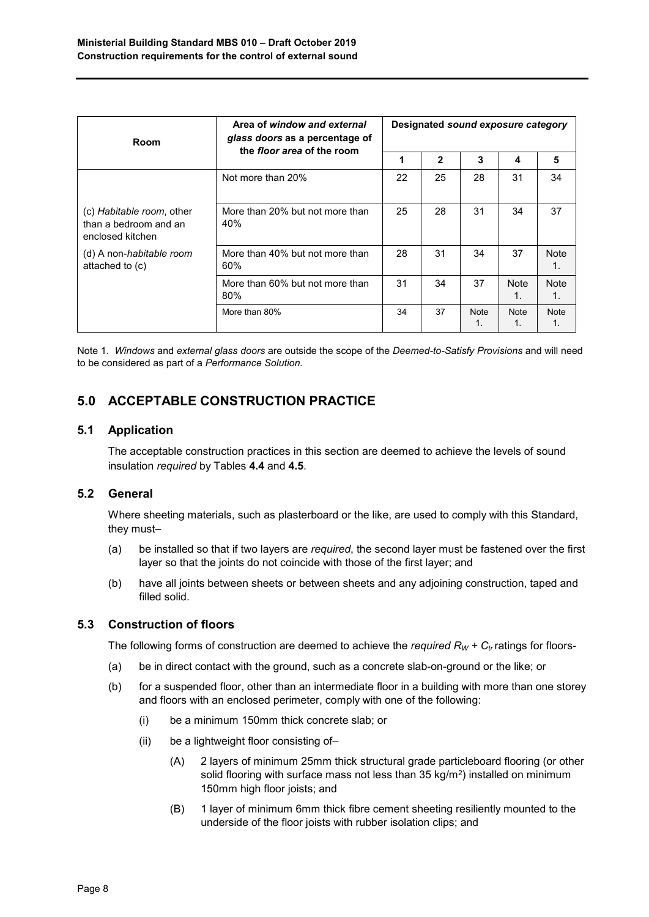| Room | Area of *window and external glass doors* as a percentage of the *floor area* of the room | Designated *sound exposure category* | | | | |
|---|---|---|---|---|---|---|
| | | 1 | 2 | 3 | 4 | 5 |
| (c) *Habitable room*, other than a bedroom and an enclosed kitchen<br><br>(d) A non-*habitable room* attached to (c) | Not more than 20% | 22 | 25 | 28 | 31 | 34 |
| | More than 20% but not more than 40% | 25 | 28 | 31 | 34 | 37 |
| | More than 40% but not more than 60% | 28 | 31 | 34 | 37 | Note 1. |
| | More than 60% but not more than 80% | 31 | 34 | 37 | Note 1. | Note 1. |
| | More than 80% | 34 | 37 | Note 1. | Note 1. | Note 1. |

Note 1. *Windows* and *external glass doors* are outside the scope of the *Deemed-to-Satisfy Provisions* and will need to be considered as part of a *Performance Solution.*

## 5.0 ACCEPTABLE CONSTRUCTION PRACTICE

### 5.1 Application

The acceptable construction practices in this section are deemed to achieve the levels of sound insulation *required* by Tables **4.4** and **4.5**.

### 5.2 General

Where sheeting materials, such as plasterboard or the like, are used to comply with this Standard, they must–

(a) be installed so that if two layers are *required*, the second layer must be fastened over the first layer so that the joints do not coincide with those of the first layer; and

(b) have all joints between sheets or between sheets and any adjoining construction, taped and filled solid.

### 5.3 Construction of floors

The following forms of construction are deemed to achieve the *required* $R_W + C_{tr}$ ratings for floors-

(a) be in direct contact with the ground, such as a concrete slab-on-ground or the like; or

(b) for a suspended floor, other than an intermediate floor in a building with more than one storey and floors with an enclosed perimeter, comply with one of the following:

  (i) be a minimum 150mm thick concrete slab; or

  (ii) be a lightweight floor consisting of–

    (A) 2 layers of minimum 25mm thick structural grade particleboard flooring (or other solid flooring with surface mass not less than 35 $kg/m^2$) installed on minimum 150mm high floor joists; and

    (B) 1 layer of minimum 6mm thick fibre cement sheeting resiliently mounted to the underside of the floor joists with rubber isolation clips; and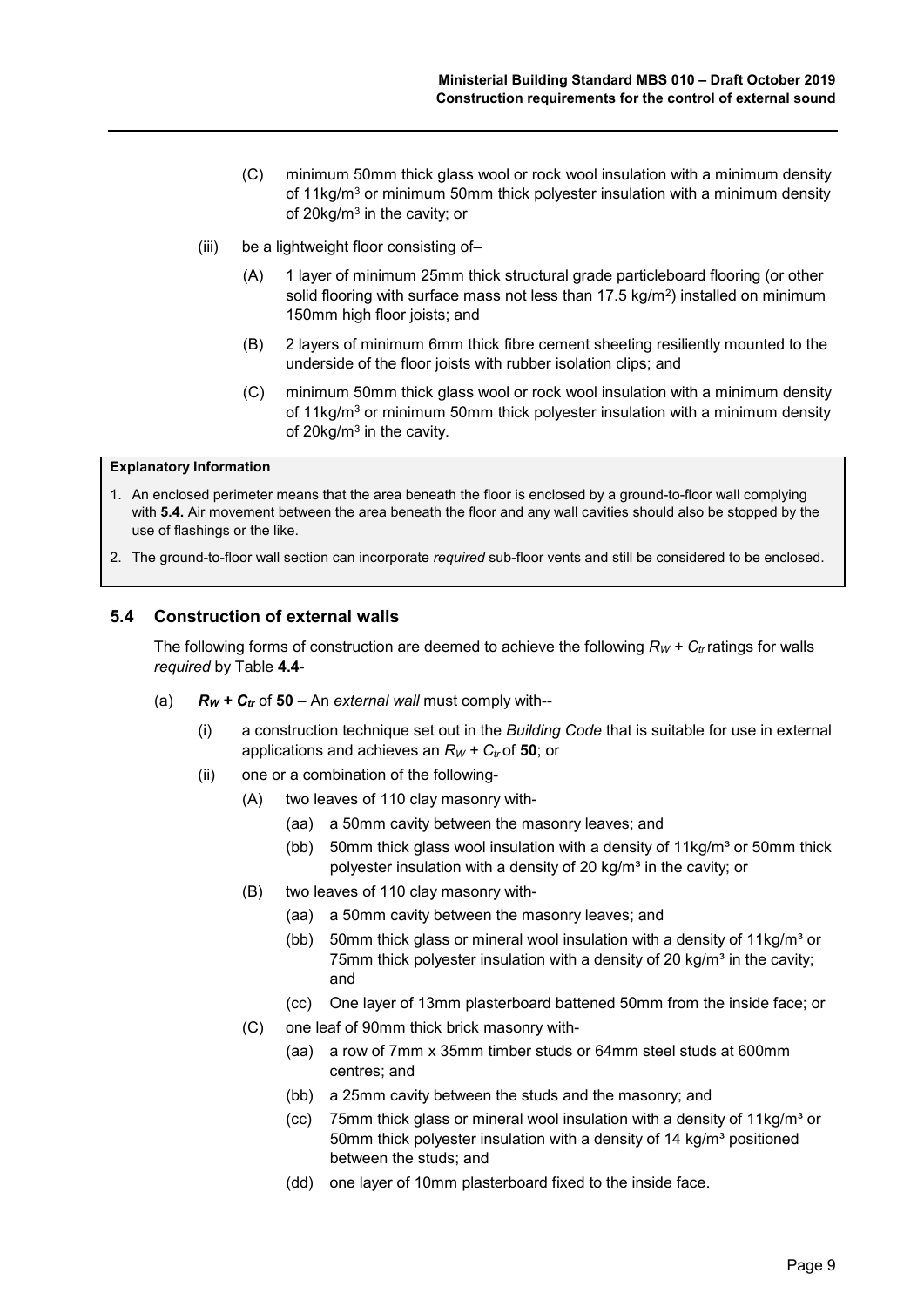(C) minimum 50mm thick glass wool or rock wool insulation with a minimum density of 11kg/m$^3$ or minimum 50mm thick polyester insulation with a minimum density of 20kg/m$^3$ in the cavity; or

(iii) be a lightweight floor consisting of–

(A) 1 layer of minimum 25mm thick structural grade particleboard flooring (or other solid flooring with surface mass not less than 17.5 kg/m$^2$) installed on minimum 150mm high floor joists; and

(B) 2 layers of minimum 6mm thick fibre cement sheeting resiliently mounted to the underside of the floor joists with rubber isolation clips; and

(C) minimum 50mm thick glass wool or rock wool insulation with a minimum density of 11kg/m$^3$ or minimum 50mm thick polyester insulation with a minimum density of 20kg/m$^3$ in the cavity.

**Explanatory Information**

1. An enclosed perimeter means that the area beneath the floor is enclosed by a ground-to-floor wall complying with **5.4.** Air movement between the area beneath the floor and any wall cavities should also be stopped by the use of flashings or the like.
2. The ground-to-floor wall section can incorporate *required* sub-floor vents and still be considered to be enclosed.

## 5.4 Construction of external walls

The following forms of construction are deemed to achieve the following $R_W + C_{tr}$ ratings for walls *required* by Table **4.4**-

(a) $\boldsymbol{R_W + C_{tr}}$ of **50** – An *external wall* must comply with--

(i) a construction technique set out in the *Building Code* that is suitable for use in external applications and achieves an $R_W + C_{tr}$ of **50**; or

(ii) one or a combination of the following-

(A) two leaves of 110 clay masonry with-

(aa) a 50mm cavity between the masonry leaves; and

(bb) 50mm thick glass wool insulation with a density of 11kg/m$^3$ or 50mm thick polyester insulation with a density of 20 kg/m$^3$ in the cavity; or

(B) two leaves of 110 clay masonry with-

(aa) a 50mm cavity between the masonry leaves; and

(bb) 50mm thick glass or mineral wool insulation with a density of 11kg/m$^3$ or 75mm thick polyester insulation with a density of 20 kg/m$^3$ in the cavity; and

(cc) One layer of 13mm plasterboard battened 50mm from the inside face; or

(C) one leaf of 90mm thick brick masonry with-

(aa) a row of 7mm x 35mm timber studs or 64mm steel studs at 600mm centres; and

(bb) a 25mm cavity between the studs and the masonry; and

(cc) 75mm thick glass or mineral wool insulation with a density of 11kg/m$^3$ or 50mm thick polyester insulation with a density of 14 kg/m$^3$ positioned between the studs; and

(dd) one layer of 10mm plasterboard fixed to the inside face.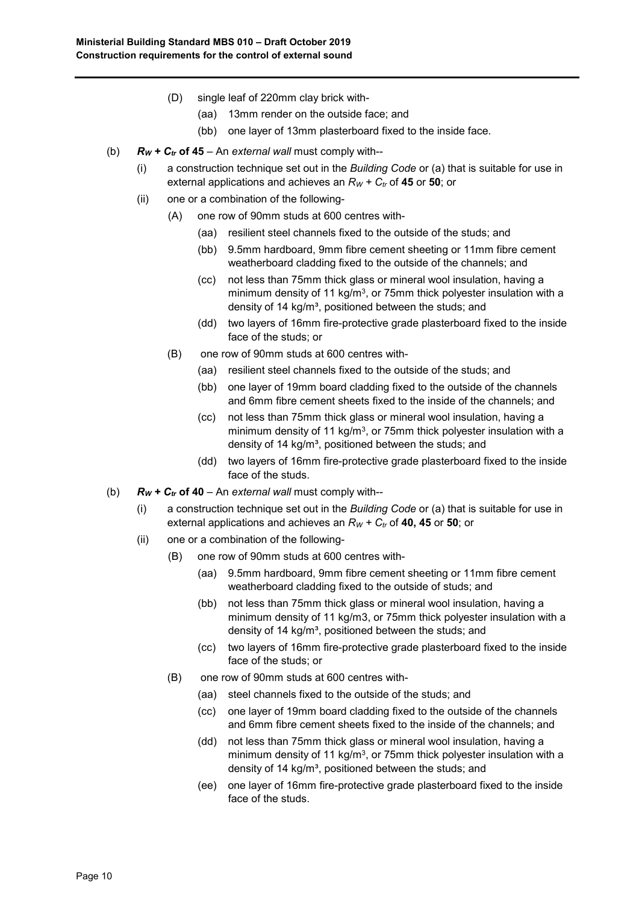(D) single leaf of 220mm clay brick with-

(aa) 13mm render on the outside face; and

(bb) one layer of 13mm plasterboard fixed to the inside face.

(b) **$R_W + C_{tr}$ of 45** – An *external wall* must comply with--

(i) a construction technique set out in the *Building Code* or (a) that is suitable for use in external applications and achieves an $R_W + C_{tr}$ of **45** or **50**; or

(ii) one or a combination of the following-

(A) one row of 90mm studs at 600 centres with-

(aa) resilient steel channels fixed to the outside of the studs; and

(bb) 9.5mm hardboard, 9mm fibre cement sheeting or 11mm fibre cement weatherboard cladding fixed to the outside of the channels; and

(cc) not less than 75mm thick glass or mineral wool insulation, having a minimum density of 11 kg/m$^3$, or 75mm thick polyester insulation with a density of 14 kg/m$^3$, positioned between the studs; and

(dd) two layers of 16mm fire-protective grade plasterboard fixed to the inside face of the studs; or

(B) one row of 90mm studs at 600 centres with-

(aa) resilient steel channels fixed to the outside of the studs; and

(bb) one layer of 19mm board cladding fixed to the outside of the channels and 6mm fibre cement sheets fixed to the inside of the channels; and

(cc) not less than 75mm thick glass or mineral wool insulation, having a minimum density of 11 kg/m$^3$, or 75mm thick polyester insulation with a density of 14 kg/m$^3$, positioned between the studs; and

(dd) two layers of 16mm fire-protective grade plasterboard fixed to the inside face of the studs.

(b) **$R_W + C_{tr}$ of 40** – An *external wall* must comply with--

(i) a construction technique set out in the *Building Code* or (a) that is suitable for use in external applications and achieves an $R_W + C_{tr}$ of **40, 45** or **50**; or

(ii) one or a combination of the following-

(B) one row of 90mm studs at 600 centres with-

(aa) 9.5mm hardboard, 9mm fibre cement sheeting or 11mm fibre cement weatherboard cladding fixed to the outside of studs; and

(bb) not less than 75mm thick glass or mineral wool insulation, having a minimum density of 11 kg/m3, or 75mm thick polyester insulation with a density of 14 kg/m$^3$, positioned between the studs; and

(cc) two layers of 16mm fire-protective grade plasterboard fixed to the inside face of the studs; or

(B) one row of 90mm studs at 600 centres with-

(aa) steel channels fixed to the outside of the studs; and

(cc) one layer of 19mm board cladding fixed to the outside of the channels and 6mm fibre cement sheets fixed to the inside of the channels; and

(dd) not less than 75mm thick glass or mineral wool insulation, having a minimum density of 11 kg/m$^3$, or 75mm thick polyester insulation with a density of 14 kg/m$^3$, positioned between the studs; and

(ee) one layer of 16mm fire-protective grade plasterboard fixed to the inside face of the studs.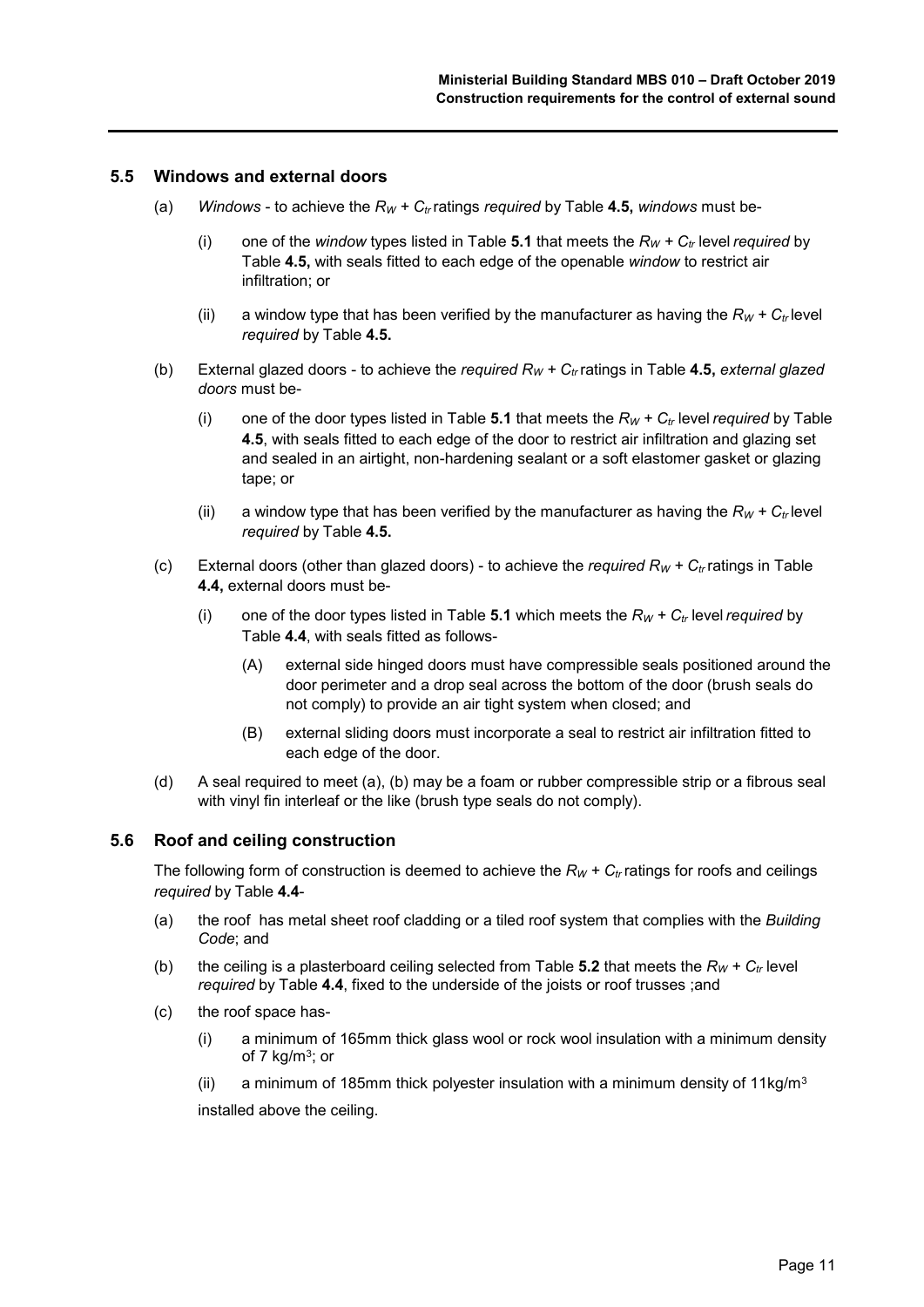## 5.5 Windows and external doors

(a) *Windows* - to achieve the $R_W + C_{tr}$ ratings *required* by Table **4.5,** *windows* must be-

(i) one of the *window* types listed in Table **5.1** that meets the $R_W + C_{tr}$ level *required* by Table **4.5,** with seals fitted to each edge of the openable *window* to restrict air infiltration; or

(ii) a window type that has been verified by the manufacturer as having the $R_W + C_{tr}$ level *required* by Table **4.5.**

(b) External glazed doors - to achieve the *required* $R_W + C_{tr}$ ratings in Table **4.5,** *external glazed doors* must be-

(i) one of the door types listed in Table **5.1** that meets the $R_W + C_{tr}$ level *required* by Table **4.5**, with seals fitted to each edge of the door to restrict air infiltration and glazing set and sealed in an airtight, non-hardening sealant or a soft elastomer gasket or glazing tape; or

(ii) a window type that has been verified by the manufacturer as having the $R_W + C_{tr}$ level *required* by Table **4.5.**

(c) External doors (other than glazed doors) - to achieve the *required* $R_W + C_{tr}$ ratings in Table **4.4,** external doors must be-

(i) one of the door types listed in Table **5.1** which meets the $R_W + C_{tr}$ level *required* by Table **4.4**, with seals fitted as follows-

(A) external side hinged doors must have compressible seals positioned around the door perimeter and a drop seal across the bottom of the door (brush seals do not comply) to provide an air tight system when closed; and

(B) external sliding doors must incorporate a seal to restrict air infiltration fitted to each edge of the door.

(d) A seal required to meet (a), (b) may be a foam or rubber compressible strip or a fibrous seal with vinyl fin interleaf or the like (brush type seals do not comply).

## 5.6 Roof and ceiling construction

The following form of construction is deemed to achieve the $R_W + C_{tr}$ ratings for roofs and ceilings *required* by Table **4.4**-

(a) the roof has metal sheet roof cladding or a tiled roof system that complies with the *Building Code*; and

(b) the ceiling is a plasterboard ceiling selected from Table **5.2** that meets the $R_W + C_{tr}$ level *required* by Table **4.4**, fixed to the underside of the joists or roof trusses ;and

(c) the roof space has-

(i) a minimum of 165mm thick glass wool or rock wool insulation with a minimum density of 7 kg/m$^3$; or

(ii) a minimum of 185mm thick polyester insulation with a minimum density of 11kg/m$^3$

installed above the ceiling.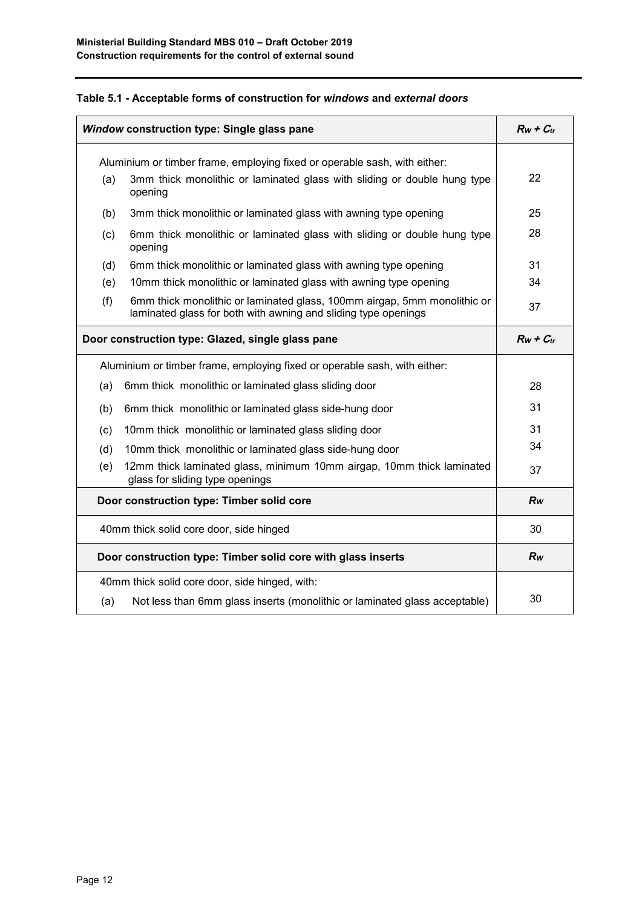**Table 5.1 - Acceptable forms of construction for *windows* and *external doors***

| ***Window* construction type: Single glass pane** | $R_W + C_{tr}$ |
|---|---|
| Aluminium or timber frame, employing fixed or operable sash, with either: | |
| (a) 3mm thick monolithic or laminated glass with sliding or double hung type opening | 22 |
| (b) 3mm thick monolithic or laminated glass with awning type opening | 25 |
| (c) 6mm thick monolithic or laminated glass with sliding or double hung type opening | 28 |
| (d) 6mm thick monolithic or laminated glass with awning type opening | 31 |
| (e) 10mm thick monolithic or laminated glass with awning type opening | 34 |
| (f) 6mm thick monolithic or laminated glass, 100mm airgap, 5mm monolithic or laminated glass for both with awning and sliding type openings | 37 |
| **Door construction type: Glazed, single glass pane** | $R_W + C_{tr}$ |
| Aluminium or timber frame, employing fixed or operable sash, with either: | |
| (a) 6mm thick monolithic or laminated glass sliding door | 28 |
| (b) 6mm thick monolithic or laminated glass side-hung door | 31 |
| (c) 10mm thick monolithic or laminated glass sliding door | 31 |
| (d) 10mm thick monolithic or laminated glass side-hung door | 34 |
| (e) 12mm thick laminated glass, minimum 10mm airgap, 10mm thick laminated glass for sliding type openings | 37 |
| **Door construction type: Timber solid core** | $R_W$ |
| 40mm thick solid core door, side hinged | 30 |
| **Door construction type: Timber solid core with glass inserts** | $R_W$ |
| 40mm thick solid core door, side hinged, with: | |
| (a) Not less than 6mm glass inserts (monolithic or laminated glass acceptable) | 30 |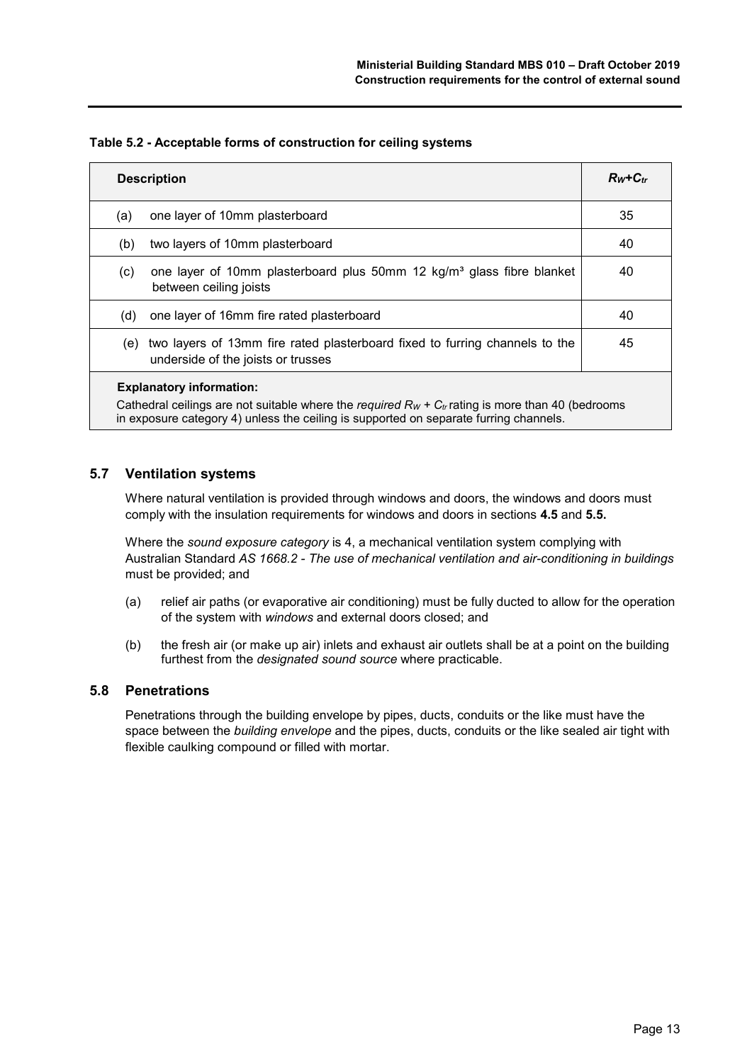**Table 5.2 - Acceptable forms of construction for ceiling systems**

| Description | $R_W+C_{tr}$ |
|---|---|
| (a) one layer of 10mm plasterboard | 35 |
| (b) two layers of 10mm plasterboard | 40 |
| (c) one layer of 10mm plasterboard plus 50mm 12 kg/m³ glass fibre blanket between ceiling joists | 40 |
| (d) one layer of 16mm fire rated plasterboard | 40 |
| (e) two layers of 13mm fire rated plasterboard fixed to furring channels to the underside of the joists or trusses | 45 |
| **Explanatory information:** Cathedral ceilings are not suitable where the *required* $R_W + C_{tr}$ rating is more than 40 (bedrooms in exposure category 4) unless the ceiling is supported on separate furring channels. | |

## 5.7 Ventilation systems

Where natural ventilation is provided through windows and doors, the windows and doors must comply with the insulation requirements for windows and doors in sections **4.5** and **5.5.**

Where the *sound exposure category* is 4, a mechanical ventilation system complying with Australian Standard *AS 1668.2 - The use of mechanical ventilation and air-conditioning in buildings* must be provided; and

(a) relief air paths (or evaporative air conditioning) must be fully ducted to allow for the operation of the system with *windows* and external doors closed; and

(b) the fresh air (or make up air) inlets and exhaust air outlets shall be at a point on the building furthest from the *designated sound source* where practicable.

## 5.8 Penetrations

Penetrations through the building envelope by pipes, ducts, conduits or the like must have the space between the *building envelope* and the pipes, ducts, conduits or the like sealed air tight with flexible caulking compound or filled with mortar.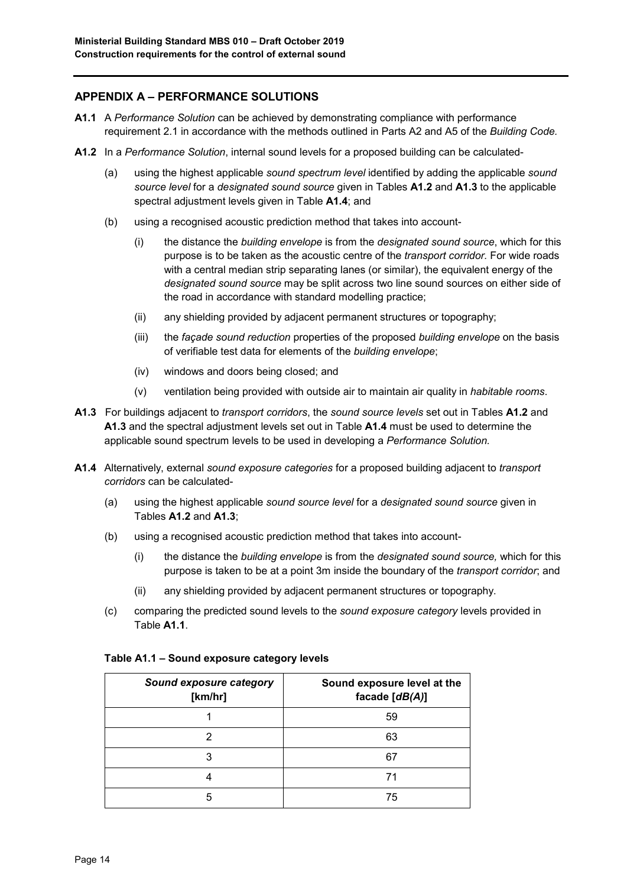## APPENDIX A – PERFORMANCE SOLUTIONS

**A1.1** A *Performance Solution* can be achieved by demonstrating compliance with performance requirement 2.1 in accordance with the methods outlined in Parts A2 and A5 of the *Building Code.*

**A1.2** In a *Performance Solution*, internal sound levels for a proposed building can be calculated-

(a) using the highest applicable *sound spectrum level* identified by adding the applicable *sound source level* for a *designated sound source* given in Tables **A1.2** and **A1.3** to the applicable spectral adjustment levels given in Table **A1.4**; and

(b) using a recognised acoustic prediction method that takes into account-

(i) the distance the *building envelope* is from the *designated sound source*, which for this purpose is to be taken as the acoustic centre of the *transport corridor*. For wide roads with a central median strip separating lanes (or similar), the equivalent energy of the *designated sound source* may be split across two line sound sources on either side of the road in accordance with standard modelling practice;

(ii) any shielding provided by adjacent permanent structures or topography;

(iii) the *façade sound reduction* properties of the proposed *building envelope* on the basis of verifiable test data for elements of the *building envelope*;

(iv) windows and doors being closed; and

(v) ventilation being provided with outside air to maintain air quality in *habitable rooms*.

**A1.3** For buildings adjacent to *transport corridors*, the *sound source levels* set out in Tables **A1.2** and **A1.3** and the spectral adjustment levels set out in Table **A1.4** must be used to determine the applicable sound spectrum levels to be used in developing a *Performance Solution*.

**A1.4** Alternatively, external *sound exposure categories* for a proposed building adjacent to *transport corridors* can be calculated-

(a) using the highest applicable *sound source level* for a *designated sound source* given in Tables **A1.2** and **A1.3**;

(b) using a recognised acoustic prediction method that takes into account-

(i) the distance the *building envelope* is from the *designated sound source,* which for this purpose is taken to be at a point 3m inside the boundary of the *transport corridor*; and

(ii) any shielding provided by adjacent permanent structures or topography.

(c) comparing the predicted sound levels to the *sound exposure category* levels provided in Table **A1.1**.

**Table A1.1 – Sound exposure category levels**

| ***Sound exposure category* [km/hr]** | **Sound exposure level at the facade [*dB(A)*]** |
|---|---|
| 1 | 59 |
| 2 | 63 |
| 3 | 67 |
| 4 | 71 |
| 5 | 75 |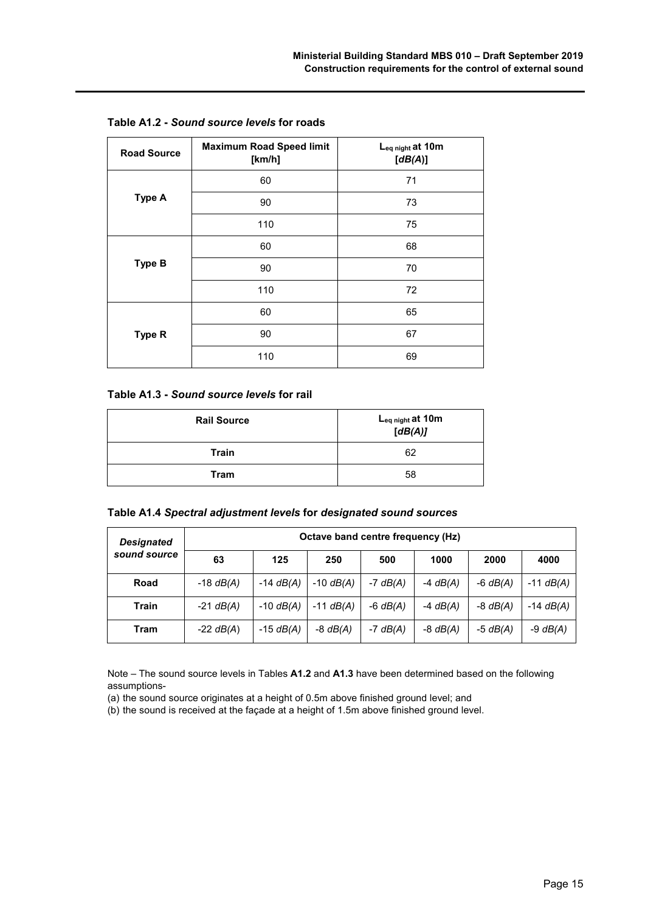**Table A1.2 - *Sound source levels* for roads**

| Road Source | Maximum Road Speed limit [km/h] | $L_{eq\ night}$ at 10m [*dB(A)*] |
|---|---|---|
| **Type A** | 60 | 71 |
| | 90 | 73 |
| | 110 | 75 |
| **Type B** | 60 | 68 |
| | 90 | 70 |
| | 110 | 72 |
| **Type R** | 60 | 65 |
| | 90 | 67 |
| | 110 | 69 |

**Table A1.3 - *Sound source levels* for rail**

| Rail Source | $L_{eq\ night}$ at 10m [*dB(A)*] |
|---|---|
| **Train** | 62 |
| **Tram** | 58 |

**Table A1.4 *Spectral adjustment levels* for *designated sound sources***

| *Designated sound source* | Octave band centre frequency (Hz) | | | | | | |
|---|---|---|---|---|---|---|---|
| | **63** | **125** | **250** | **500** | **1000** | **2000** | **4000** |
| **Road** | -18 *dB(A)* | -14 *dB(A)* | -10 *dB(A)* | -7 *dB(A)* | -4 *dB(A)* | -6 *dB(A)* | -11 *dB(A)* |
| **Train** | -21 *dB(A)* | -10 *dB(A)* | -11 *dB(A)* | -6 *dB(A)* | -4 *dB(A)* | -8 *dB(A)* | -14 *dB(A)* |
| **Tram** | -22 *dB(A)* | -15 *dB(A)* | -8 *dB(A)* | -7 *dB(A)* | -8 *dB(A)* | -5 *dB(A)* | -9 *dB(A)* |

Note – The sound source levels in Tables **A1.2** and **A1.3** have been determined based on the following assumptions-

(a) the sound source originates at a height of 0.5m above finished ground level; and

(b) the sound is received at the façade at a height of 1.5m above finished ground level.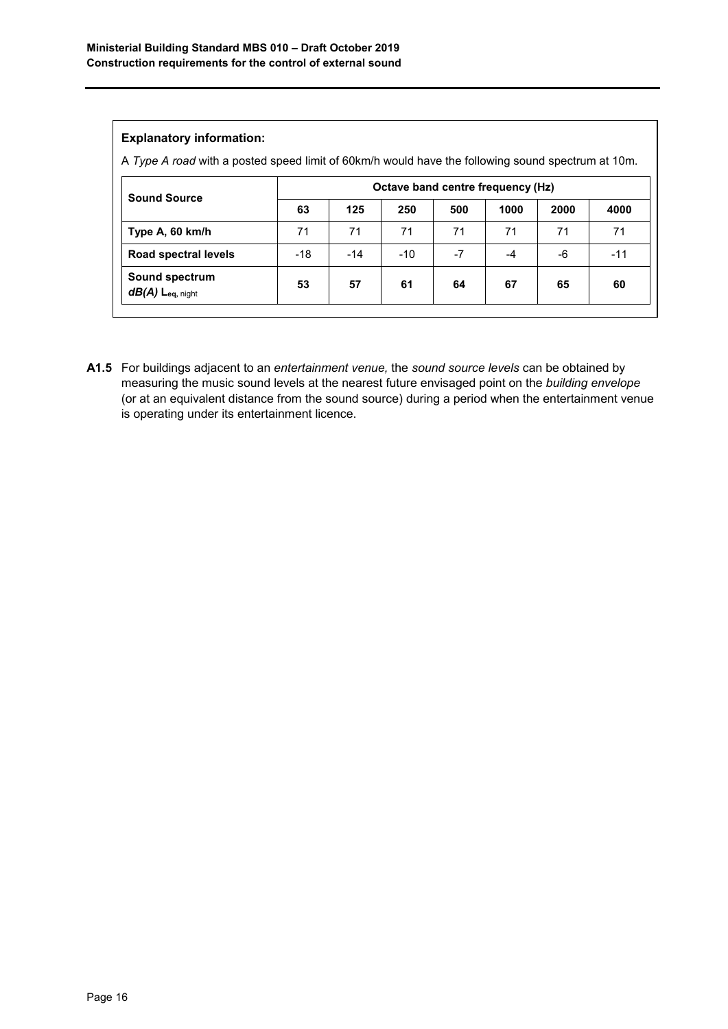**Explanatory information:**

A *Type A road* with a posted speed limit of 60km/h would have the following sound spectrum at 10m.

| Sound Source | Octave band centre frequency (Hz) | | | | | | |
|---|---|---|---|---|---|---|---|
| | 63 | 125 | 250 | 500 | 1000 | 2000 | 4000 |
| **Type A, 60 km/h** | 71 | 71 | 71 | 71 | 71 | 71 | 71 |
| **Road spectral levels** | -18 | -14 | -10 | -7 | -4 | -6 | -11 |
| **Sound spectrum *dB(A)* $L_{eq,\ night}$** | **53** | **57** | **61** | **64** | **67** | **65** | **60** |

**A1.5** For buildings adjacent to an *entertainment venue,* the *sound source levels* can be obtained by measuring the music sound levels at the nearest future envisaged point on the *building envelope* (or at an equivalent distance from the sound source) during a period when the entertainment venue is operating under its entertainment licence.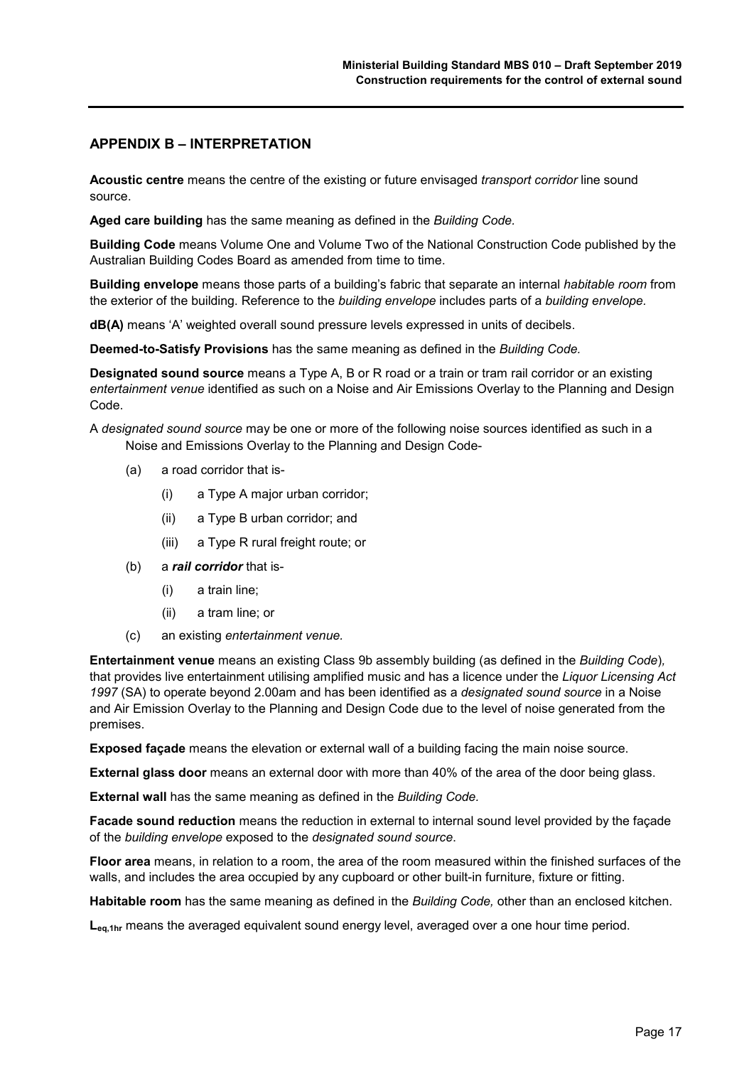## APPENDIX B – INTERPRETATION

**Acoustic centre** means the centre of the existing or future envisaged *transport corridor* line sound source.

**Aged care building** has the same meaning as defined in the *Building Code.*

**Building Code** means Volume One and Volume Two of the National Construction Code published by the Australian Building Codes Board as amended from time to time.

**Building envelope** means those parts of a building's fabric that separate an internal *habitable room* from the exterior of the building. Reference to the *building envelope* includes parts of a *building envelope*.

**dB(A)** means 'A' weighted overall sound pressure levels expressed in units of decibels.

**Deemed-to-Satisfy Provisions** has the same meaning as defined in the *Building Code.*

**Designated sound source** means a Type A, B or R road or a train or tram rail corridor or an existing *entertainment venue* identified as such on a Noise and Air Emissions Overlay to the Planning and Design Code.

A *designated sound source* may be one or more of the following noise sources identified as such in a Noise and Emissions Overlay to the Planning and Design Code-

- (a) a road corridor that is-
  - (i) a Type A major urban corridor;
  - (ii) a Type B urban corridor; and
  - (iii) a Type R rural freight route; or
- (b) a ***rail corridor*** that is-
  - (i) a train line;
  - (ii) a tram line; or
- (c) an existing *entertainment venue.*

**Entertainment venue** means an existing Class 9b assembly building (as defined in the *Building Code*), that provides live entertainment utilising amplified music and has a licence under the *Liquor Licensing Act 1997* (SA) to operate beyond 2.00am and has been identified as a *designated sound source* in a Noise and Air Emission Overlay to the Planning and Design Code due to the level of noise generated from the premises.

**Exposed façade** means the elevation or external wall of a building facing the main noise source.

**External glass door** means an external door with more than 40% of the area of the door being glass.

**External wall** has the same meaning as defined in the *Building Code.*

**Facade sound reduction** means the reduction in external to internal sound level provided by the façade of the *building envelope* exposed to the *designated sound source*.

**Floor area** means, in relation to a room, the area of the room measured within the finished surfaces of the walls, and includes the area occupied by any cupboard or other built-in furniture, fixture or fitting.

**Habitable room** has the same meaning as defined in the *Building Code,* other than an enclosed kitchen.

$L_{eq,1hr}$ means the averaged equivalent sound energy level, averaged over a one hour time period.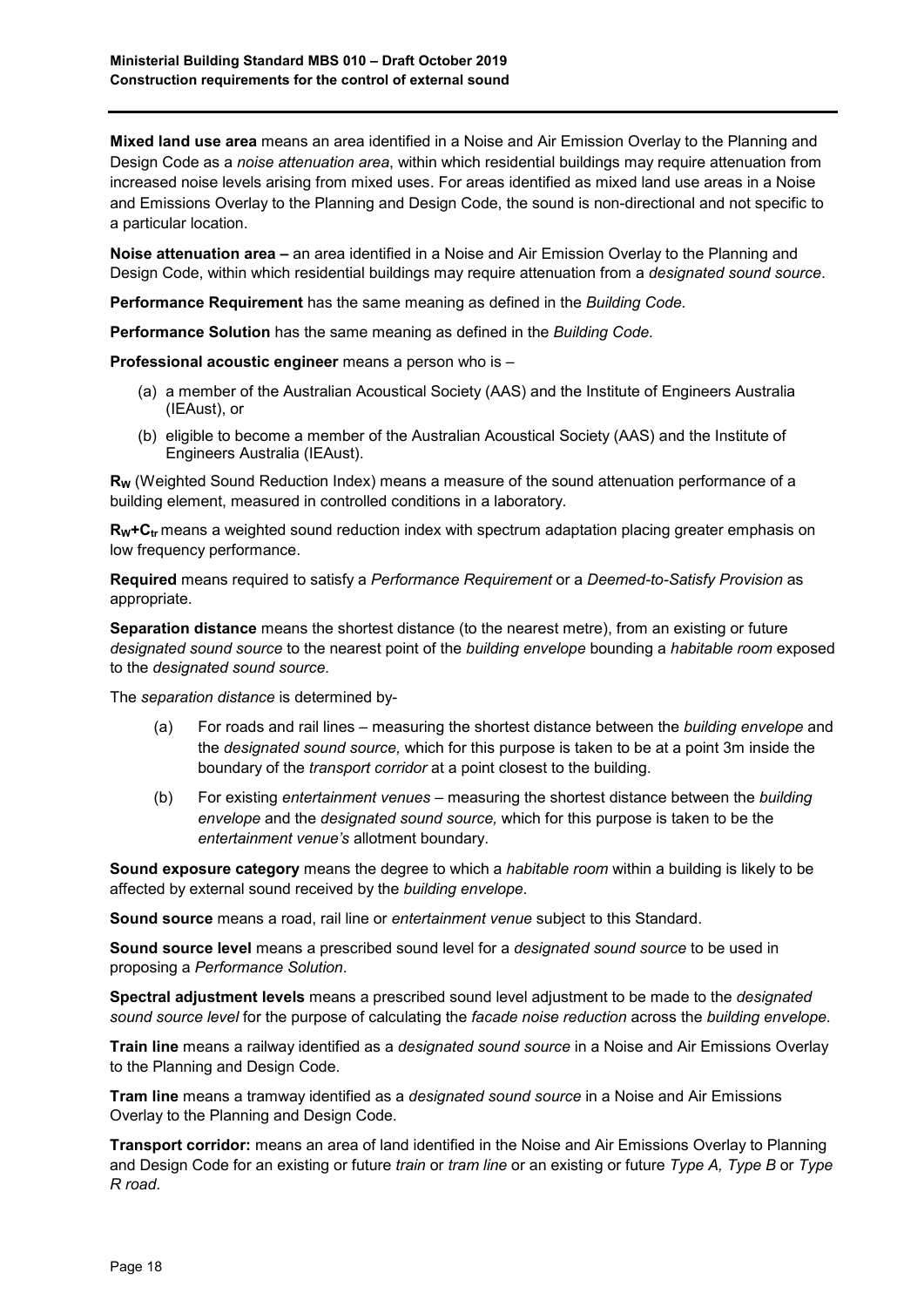**Mixed land use area** means an area identified in a Noise and Air Emission Overlay to the Planning and Design Code as a *noise attenuation area*, within which residential buildings may require attenuation from increased noise levels arising from mixed uses. For areas identified as mixed land use areas in a Noise and Emissions Overlay to the Planning and Design Code, the sound is non-directional and not specific to a particular location.

**Noise attenuation area –** an area identified in a Noise and Air Emission Overlay to the Planning and Design Code, within which residential buildings may require attenuation from a *designated sound source*.

**Performance Requirement** has the same meaning as defined in the *Building Code.*

**Performance Solution** has the same meaning as defined in the *Building Code.*

**Professional acoustic engineer** means a person who is –

(a) a member of the Australian Acoustical Society (AAS) and the Institute of Engineers Australia (IEAust), or

(b) eligible to become a member of the Australian Acoustical Society (AAS) and the Institute of Engineers Australia (IEAust).

**$R_W$** (Weighted Sound Reduction Index) means a measure of the sound attenuation performance of a building element, measured in controlled conditions in a laboratory.

**$R_W$+$C_{tr}$** means a weighted sound reduction index with spectrum adaptation placing greater emphasis on low frequency performance.

**Required** means required to satisfy a *Performance Requirement* or a *Deemed-to-Satisfy Provision* as appropriate.

**Separation distance** means the shortest distance (to the nearest metre), from an existing or future *designated sound source* to the nearest point of the *building envelope* bounding a *habitable room* exposed to the *designated sound source.*

The *separation distance* is determined by-

(a) For roads and rail lines – measuring the shortest distance between the *building envelope* and the *designated sound source,* which for this purpose is taken to be at a point 3m inside the boundary of the *transport corridor* at a point closest to the building.

(b) For existing *entertainment venues* – measuring the shortest distance between the *building envelope* and the *designated sound source,* which for this purpose is taken to be the *entertainment venue's* allotment boundary.

**Sound exposure category** means the degree to which a *habitable room* within a building is likely to be affected by external sound received by the *building envelope*.

**Sound source** means a road, rail line or *entertainment venue* subject to this Standard.

**Sound source level** means a prescribed sound level for a *designated sound source* to be used in proposing a *Performance Solution*.

**Spectral adjustment levels** means a prescribed sound level adjustment to be made to the *designated sound source level* for the purpose of calculating the *facade noise reduction* across the *building envelope*.

**Train line** means a railway identified as a *designated sound source* in a Noise and Air Emissions Overlay to the Planning and Design Code.

**Tram line** means a tramway identified as a *designated sound source* in a Noise and Air Emissions Overlay to the Planning and Design Code.

**Transport corridor:** means an area of land identified in the Noise and Air Emissions Overlay to Planning and Design Code for an existing or future *train* or *tram line* or an existing or future *Type A, Type B* or *Type R road*.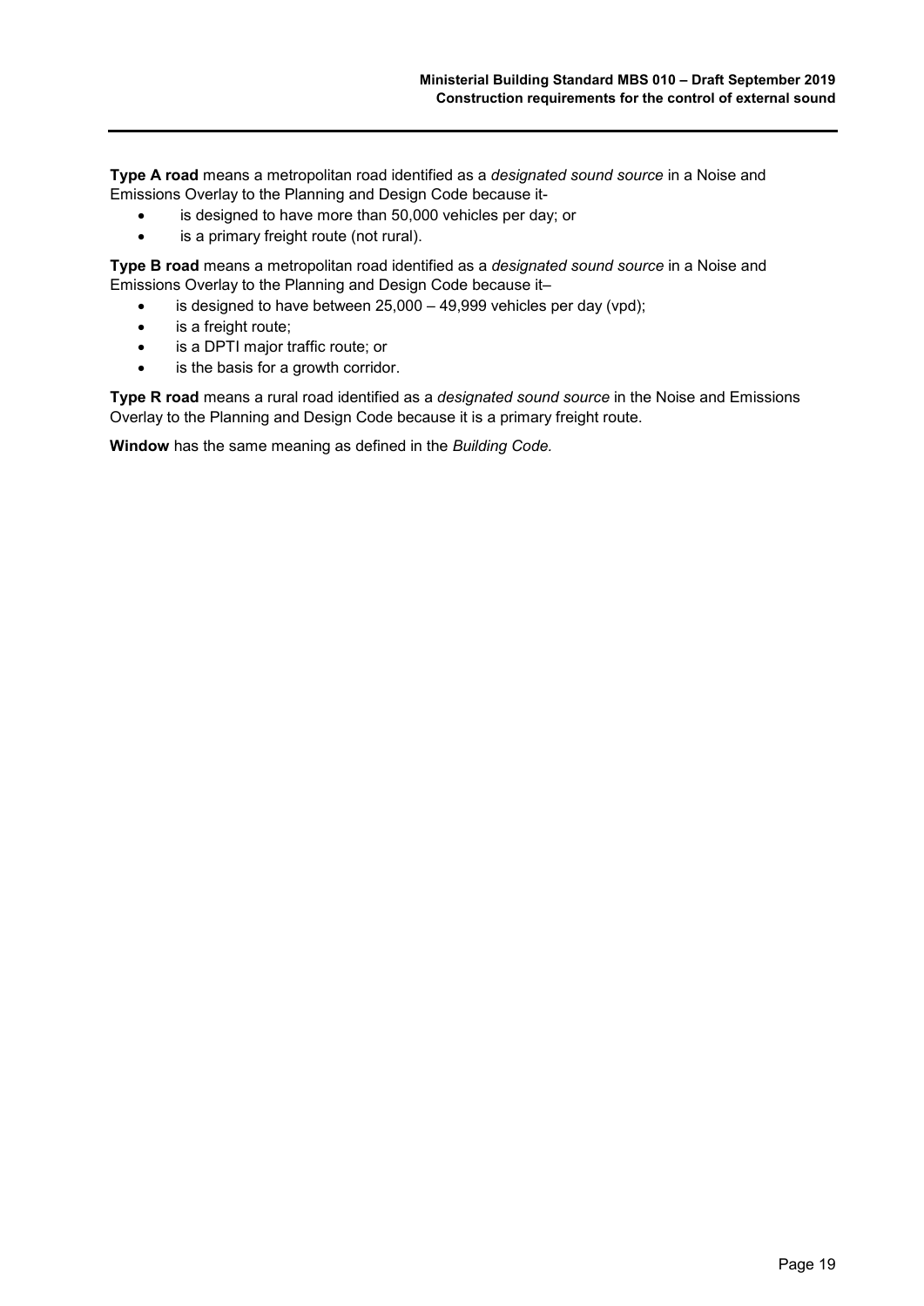**Type A road** means a metropolitan road identified as a *designated sound source* in a Noise and Emissions Overlay to the Planning and Design Code because it-

- is designed to have more than 50,000 vehicles per day; or
- is a primary freight route (not rural).

**Type B road** means a metropolitan road identified as a *designated sound source* in a Noise and Emissions Overlay to the Planning and Design Code because it–

- is designed to have between 25,000 – 49,999 vehicles per day (vpd);
- is a freight route;
- is a DPTI major traffic route; or
- is the basis for a growth corridor.

**Type R road** means a rural road identified as a *designated sound source* in the Noise and Emissions Overlay to the Planning and Design Code because it is a primary freight route.

**Window** has the same meaning as defined in the *Building Code.*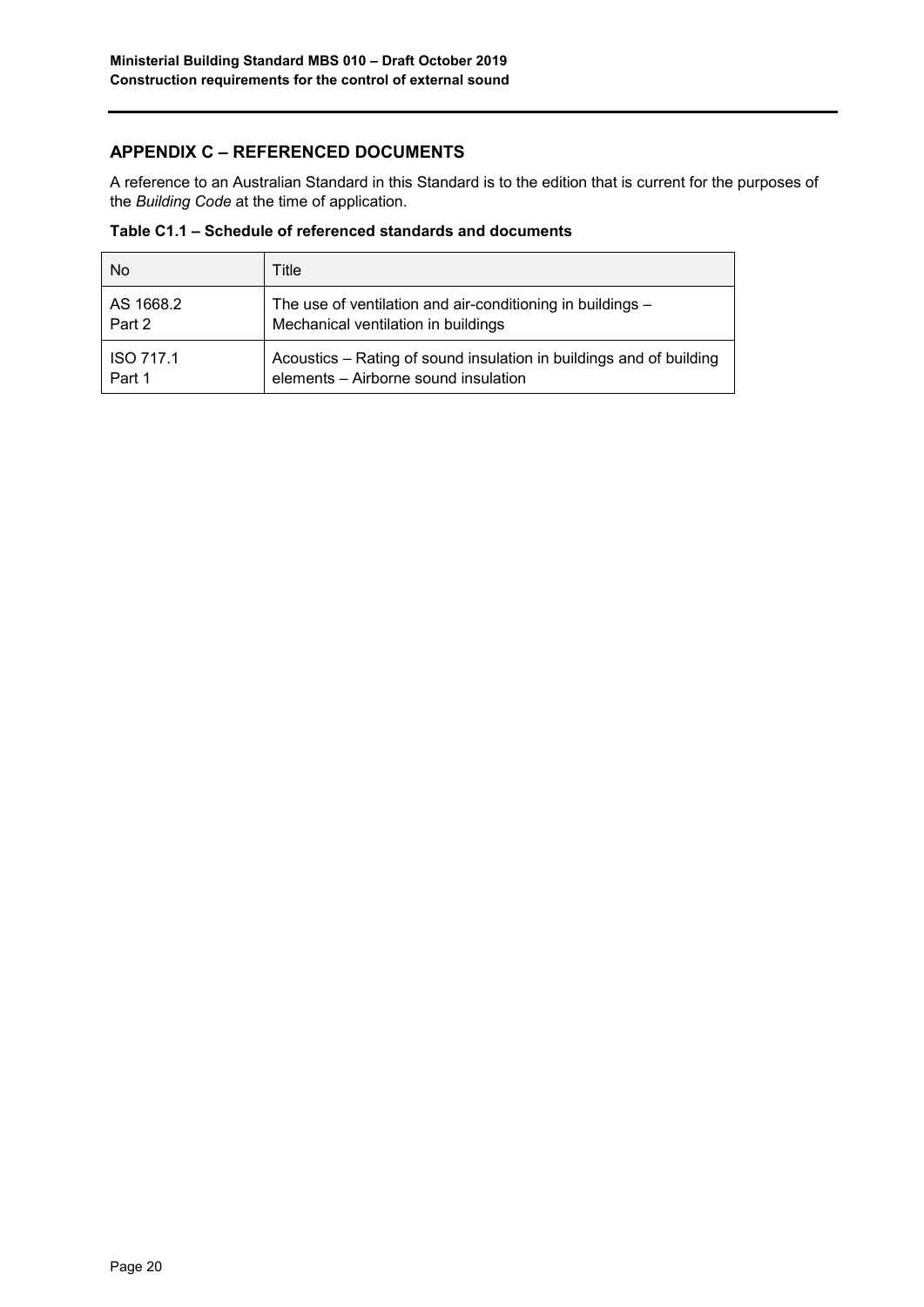## APPENDIX C – REFERENCED DOCUMENTS

A reference to an Australian Standard in this Standard is to the edition that is current for the purposes of the *Building Code* at the time of application.

**Table C1.1 – Schedule of referenced standards and documents**

| No | Title |
|---|---|
| AS 1668.2 Part 2 | The use of ventilation and air-conditioning in buildings – Mechanical ventilation in buildings |
| ISO 717.1 Part 1 | Acoustics – Rating of sound insulation in buildings and of building elements – Airborne sound insulation |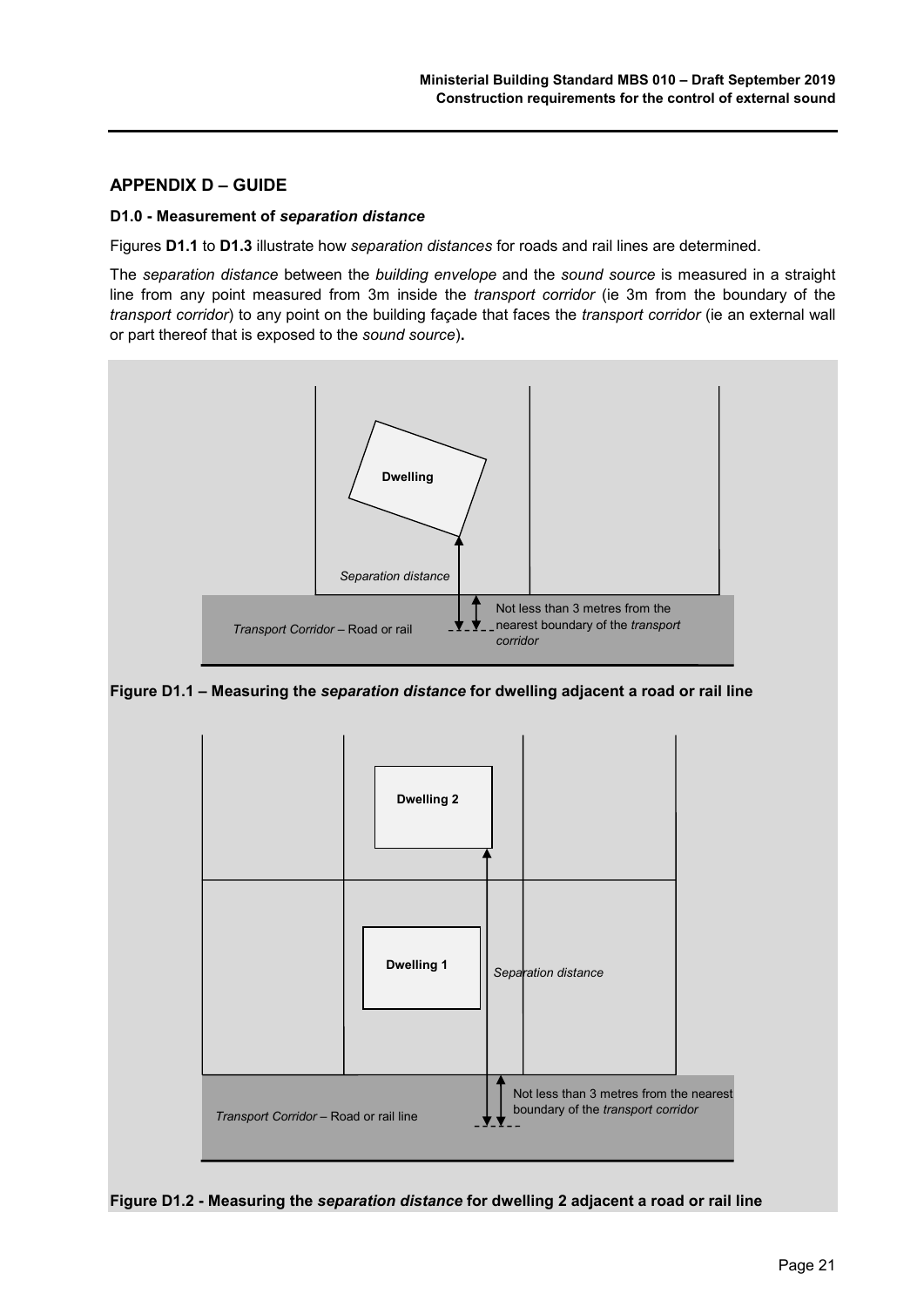## APPENDIX D – GUIDE

### D1.0 - Measurement of *separation distance*

Figures **D1.1** to **D1.3** illustrate how *separation distances* for roads and rail lines are determined.

The *separation distance* between the *building envelope* and the *sound source* is measured in a straight line from any point measured from 3m inside the *transport corridor* (ie 3m from the boundary of the *transport corridor*) to any point on the building façade that faces the *transport corridor* (ie an external wall or part thereof that is exposed to the *sound source*)**.**

Dwelling

*Separation distance*

*Transport Corridor* – Road or rail

Not less than 3 metres from the nearest boundary of the *transport corridor*

**Figure D1.1 – Measuring the *separation distance* for dwelling adjacent a road or rail line**

Dwelling 2

Dwelling 1

*Separation distance*

*Transport Corridor* – Road or rail line

Not less than 3 metres from the nearest boundary of the *transport corridor*

**Figure D1.2 - Measuring the *separation distance* for dwelling 2 adjacent a road or rail line**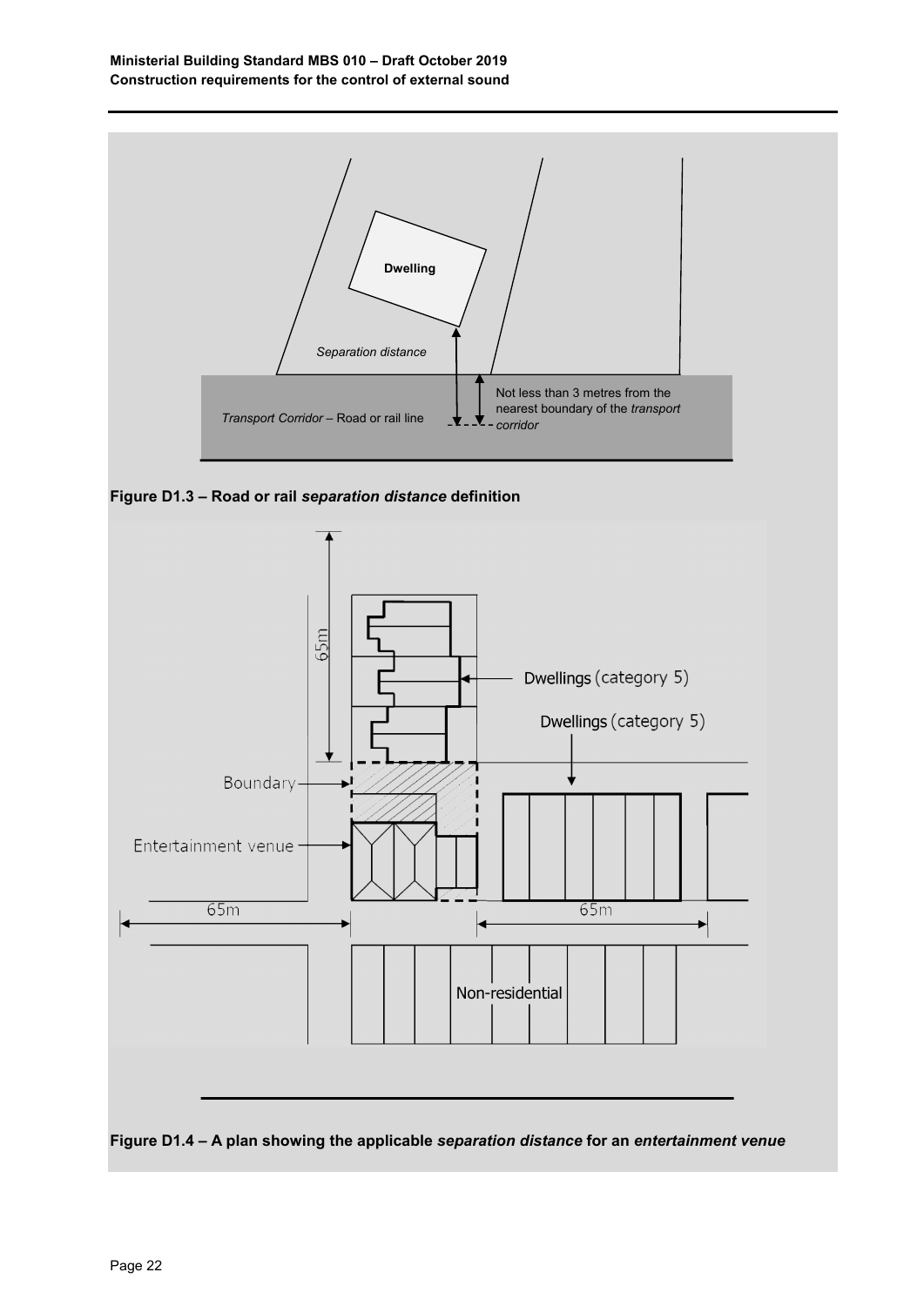Dwelling

*Separation distance*

*Transport Corridor* – Road or rail line

Not less than 3 metres from the nearest boundary of the *transport corridor*

**Figure D1.3 – Road or rail *separation distance* definition**

65m

Dwellings (category 5)

Dwellings (category 5)

Boundary

Entertainment venue

65m

65m

Non-residential

**Figure D1.4 – A plan showing the applicable *separation distance* for an *entertainment venue***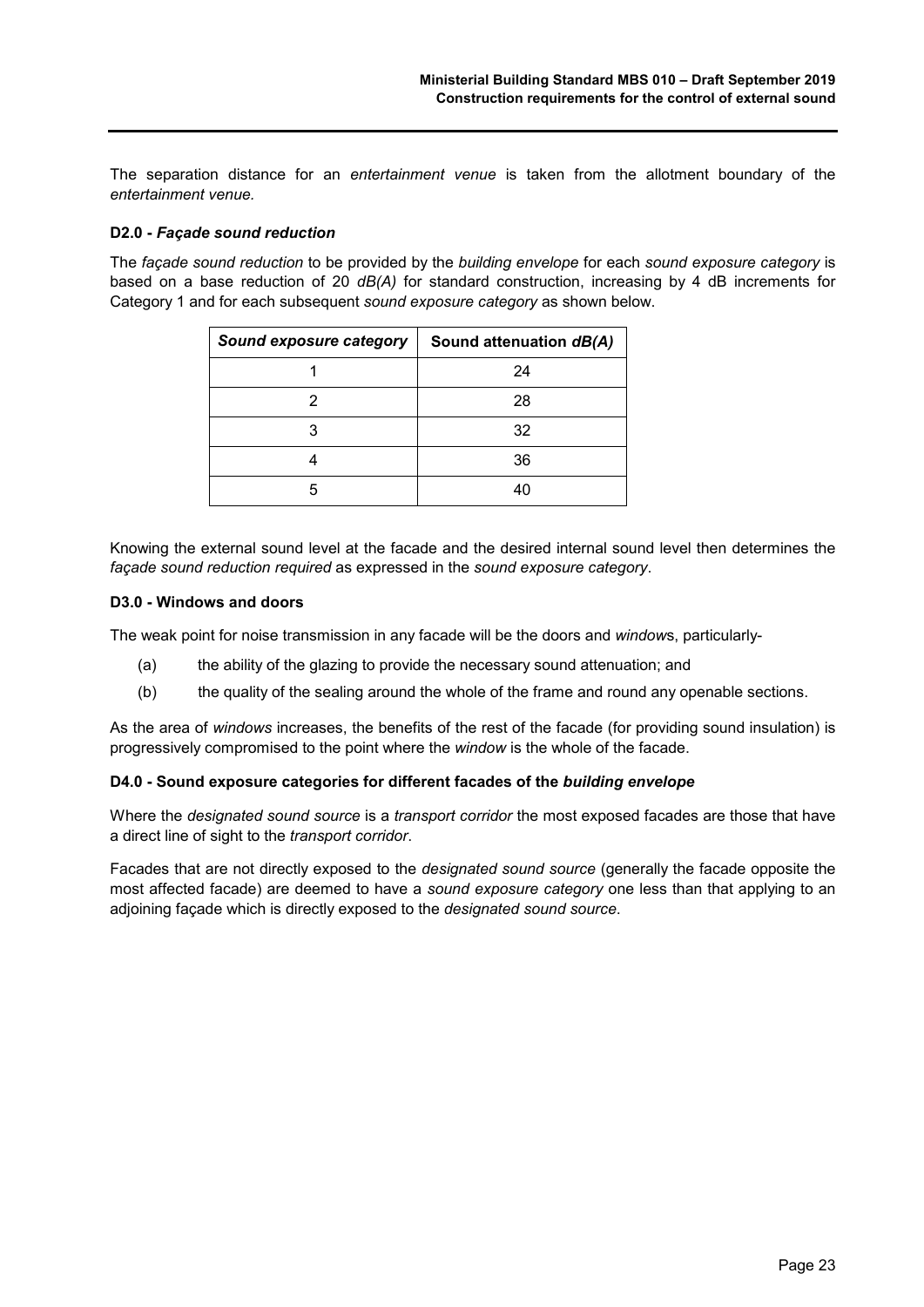The separation distance for an *entertainment venue* is taken from the allotment boundary of the *entertainment venue.*

### D2.0 - *Façade sound reduction*

The *façade sound reduction* to be provided by the *building envelope* for each *sound exposure category* is based on a base reduction of 20 *dB(A)* for standard construction, increasing by 4 dB increments for Category 1 and for each subsequent *sound exposure category* as shown below.

| *Sound exposure category* | Sound attenuation *dB(A)* |
|---|---|
| 1 | 24 |
| 2 | 28 |
| 3 | 32 |
| 4 | 36 |
| 5 | 40 |

Knowing the external sound level at the facade and the desired internal sound level then determines the *façade sound reduction required* as expressed in the *sound exposure category*.

### D3.0 - Windows and doors

The weak point for noise transmission in any facade will be the doors and *window*s, particularly-

(a) the ability of the glazing to provide the necessary sound attenuation; and

(b) the quality of the sealing around the whole of the frame and round any openable sections.

As the area of *windows* increases, the benefits of the rest of the facade (for providing sound insulation) is progressively compromised to the point where the *window* is the whole of the facade.

### D4.0 - Sound exposure categories for different facades of the *building envelope*

Where the *designated sound source* is a *transport corridor* the most exposed facades are those that have a direct line of sight to the *transport corridor*.

Facades that are not directly exposed to the *designated sound source* (generally the facade opposite the most affected facade) are deemed to have a *sound exposure category* one less than that applying to an adjoining façade which is directly exposed to the *designated sound source*.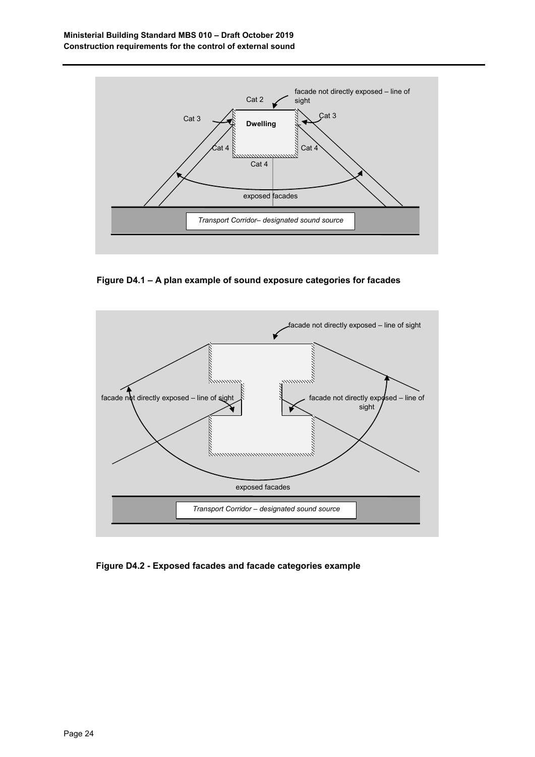Cat 2

facade not directly exposed – line of sight

Cat 3

Dwelling

Cat 3

Cat 4

Cat 4

Cat 4

exposed facades

*Transport Corridor– designated sound source*

**Figure D4.1 – A plan example of sound exposure categories for facades**

facade not directly exposed – line of sight

facade not directly exposed – line of sight

facade not directly exposed – line of sight

exposed facades

*Transport Corridor – designated sound source*

**Figure D4.2 - Exposed facades and facade categories example**